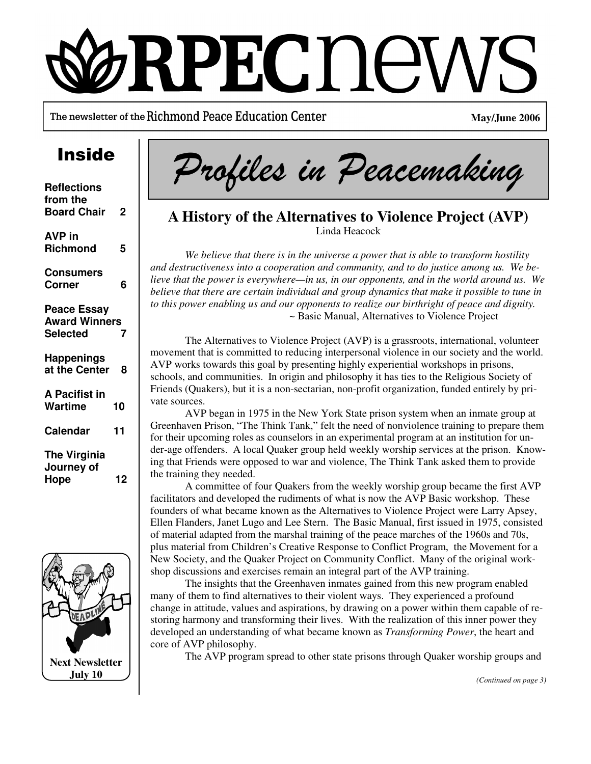# RPEC news

The newsletter of the Richmond Peace Education Center

May/June 2006

## Inside

- Reflections from the Board Chair 2
- AVP in Richmond 5
- Consumers Corner 6
- Peace Essay Award Winners Selected 7
- Happenings at the Center 8
- A Pacifist in Wartime 10
- Calendar 11
- The Virginia Journey of Hope 12

DEADLINE

**Next Newsletter July 10**

# *Profiles in Peacemaking*

## A History of the Alternatives to Violence Project (AVP)

Linda Heacock

*We believe that there is in the universe a power that is able to transform hostility and destructiveness into a cooperation and community, and to do justice among us. We believe that the power is everywhere—in us, in our opponents, and in the world around us. We believe that there are certain individual and group dynamics that make it possible to tune in to this power enabling us and our opponents to realize our birthright of peace and dignity.*

~ Basic Manual, Alternatives to Violence Project

The Alternatives to Violence Project (AVP) is a grassroots, international, volunteer movement that is committed to reducing interpersonal violence in our society and the world. AVP works towards this goal by presenting highly experiential workshops in prisons, schools, and communities. In origin and philosophy it has ties to the Religious Society of Friends (Quakers), but it is a non-sectarian, non-profit organization, funded entirely by private sources.

AVP began in 1975 in the New York State prison system when an inmate group at Greenhaven Prison, "The Think Tank," felt the need of nonviolence training to prepare them for their upcoming roles as counselors in an experimental program at an institution for under-age offenders. A local Quaker group held weekly worship services at the prison. Knowing that Friends were opposed to war and violence, The Think Tank asked them to provide the training they needed.

A committee of four Quakers from the weekly worship group became the first AVP facilitators and developed the rudiments of what is now the AVP Basic workshop. These founders of what became known as the Alternatives to Violence Project were Larry Apsey, Ellen Flanders, Janet Lugo and Lee Stern. The Basic Manual, first issued in 1975, consisted of material adapted from the marshal training of the peace marches of the 1960s and 70s, plus material from Children's Creative Response to Conflict Program, the Movement for a New Society, and the Quaker Project on Community Conflict. Many of the original workshop discussions and exercises remain an integral part of the AVP training.

The insights that the Greenhaven inmates gained from this new program enabled many of them to find alternatives to their violent ways. They experienced a profound change in attitude, values and aspirations, by drawing on a power within them capable of restoring harmony and transforming their lives. With the realization of this inner power they developed an understanding of what became known as *Transforming Power*, the heart and core of AVP philosophy.

The AVP program spread to other state prisons through Quaker worship groups and

*(Continued on page 3)*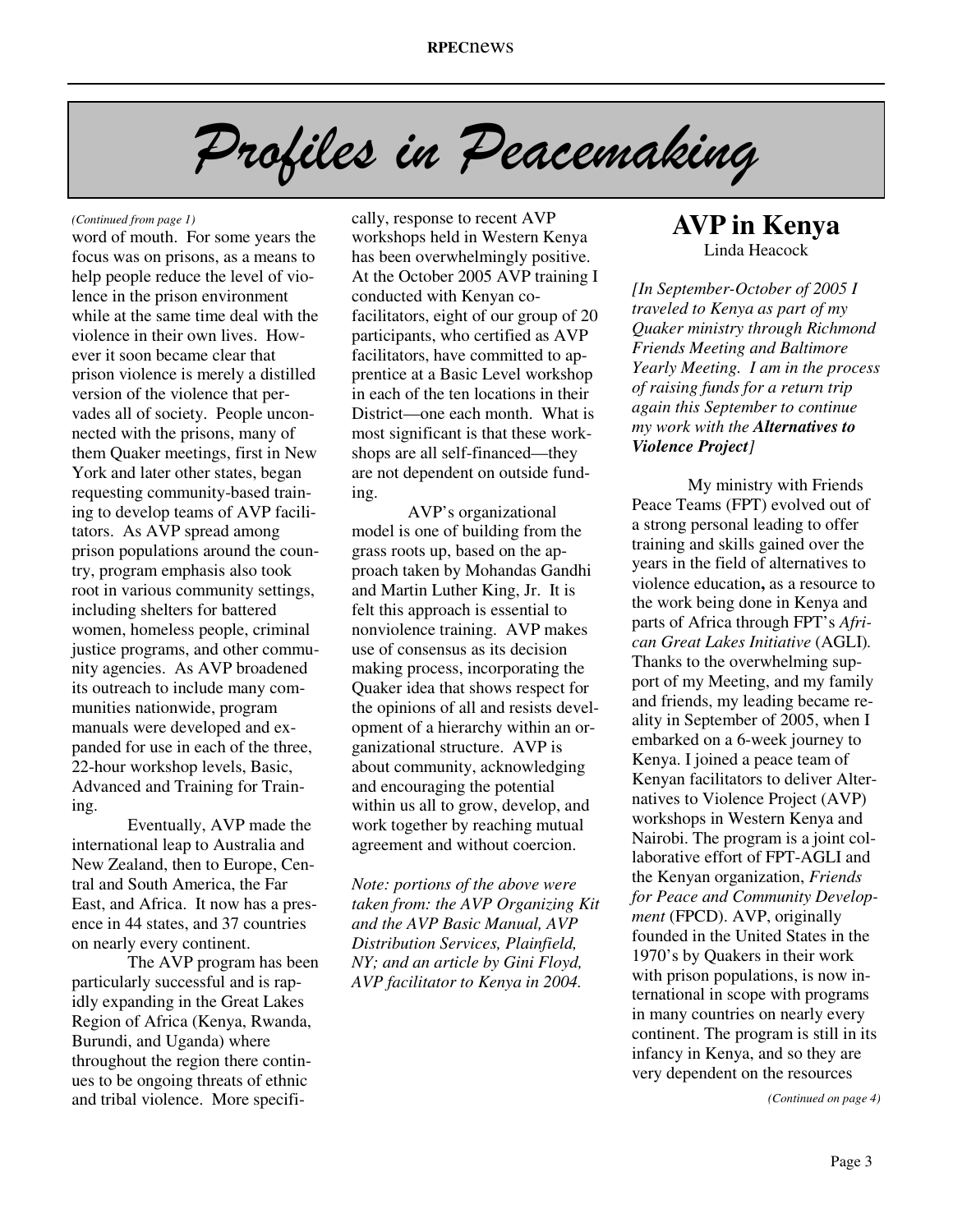# Profiles in Peacemaking

*(Continued from page 1)*

word of mouth. For some years the focus was on prisons, as a means to help people reduce the level of violence in the prison environment while at the same time deal with the violence in their own lives. However it soon became clear that prison violence is merely a distilled version of the violence that pervades all of society. People unconnected with the prisons, many of them Quaker meetings, first in New York and later other states, began requesting community-based training to develop teams of AVP facilitators. As AVP spread among prison populations around the country, program emphasis also took root in various community settings, including shelters for battered women, homeless people, criminal justice programs, and other community agencies. As AVP broadened its outreach to include many communities nationwide, program manuals were developed and expanded for use in each of the three, 22-hour workshop levels, Basic, Advanced and Training for Training.

Eventually, AVP made the international leap to Australia and New Zealand, then to Europe, Central and South America, the Far East, and Africa. It now has a presence in 44 states, and 37 countries on nearly every continent.

The AVP program has been particularly successful and is rapidly expanding in the Great Lakes Region of Africa (Kenya, Rwanda, Burundi, and Uganda) where throughout the region there continues to be ongoing threats of ethnic and tribal violence. More specifically, response to recent AVP workshops held in Western Kenya has been overwhelmingly positive. At the October 2005 AVP training I conducted with Kenyan co-facilitators, eight of our group of 20 participants, who certified as AVP facilitators, have committed to apprentice at a Basic Level workshop in each of the ten locations in their District—one each month. What is most significant is that these workshops are all self-financed—they are not dependent on outside funding.

AVP's organizational model is one of building from the grass roots up, based on the approach taken by Mohandas Gandhi and Martin Luther King, Jr. It is felt this approach is essential to nonviolence training. AVP makes use of consensus as its decision making process, incorporating the Quaker idea that shows respect for the opinions of all and resists development of a hierarchy within an organizational structure. AVP is about community, acknowledging and encouraging the potential within us all to grow, develop, and work together by reaching mutual agreement and without coercion.

*Note: portions of the above were taken from: the AVP Organizing Kit and the AVP Basic Manual, AVP Distribution Services, Plainfield, NY; and an article by Gini Floyd, AVP facilitator to Kenya in 2004.*

## AVP in Kenya

Linda Heacock

*[In September-October of 2005 I traveled to Kenya as part of my Quaker ministry through Richmond Friends Meeting and Baltimore Yearly Meeting. I am in the process of raising funds for a return trip again this September to continue my work with the* ***Alternatives to Violence Project****]*

My ministry with Friends Peace Teams (FPT) evolved out of a strong personal leading to offer training and skills gained over the years in the field of alternatives to violence education**,** as a resource to the work being done in Kenya and parts of Africa through FPT's *African Great Lakes Initiative* (AGLI)*.* Thanks to the overwhelming support of my Meeting, and my family and friends, my leading became reality in September of 2005, when I embarked on a 6-week journey to Kenya. I joined a peace team of Kenyan facilitators to deliver Alternatives to Violence Project (AVP) workshops in Western Kenya and Nairobi. The program is a joint collaborative effort of FPT-AGLI and the Kenyan organization, *Friends for Peace and Community Development* (FPCD). AVP, originally founded in the United States in the 1970's by Quakers in their work with prison populations, is now international in scope with programs in many countries on nearly every continent. The program is still in its infancy in Kenya, and so they are very dependent on the resources

*(Continued on page 4)*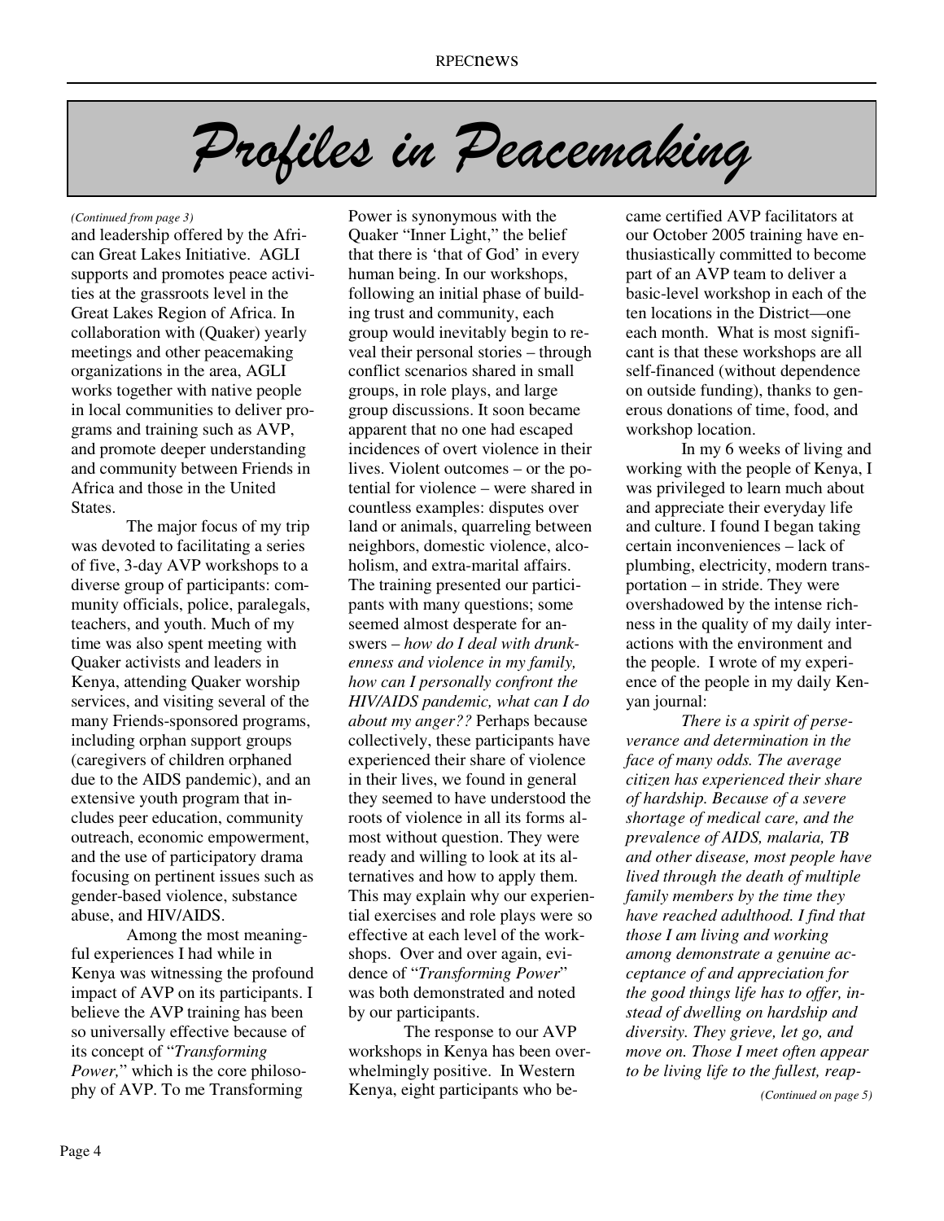# Profiles in Peacemaking

*(Continued from page 3)*

and leadership offered by the African Great Lakes Initiative. AGLI supports and promotes peace activities at the grassroots level in the Great Lakes Region of Africa. In collaboration with (Quaker) yearly meetings and other peacemaking organizations in the area, AGLI works together with native people in local communities to deliver programs and training such as AVP, and promote deeper understanding and community between Friends in Africa and those in the United States.

The major focus of my trip was devoted to facilitating a series of five, 3-day AVP workshops to a diverse group of participants: community officials, police, paralegals, teachers, and youth. Much of my time was also spent meeting with Quaker activists and leaders in Kenya, attending Quaker worship services, and visiting several of the many Friends-sponsored programs, including orphan support groups (caregivers of children orphaned due to the AIDS pandemic), and an extensive youth program that includes peer education, community outreach, economic empowerment, and the use of participatory drama focusing on pertinent issues such as gender-based violence, substance abuse, and HIV/AIDS.

Among the most meaningful experiences I had while in Kenya was witnessing the profound impact of AVP on its participants. I believe the AVP training has been so universally effective because of its concept of "*Transforming Power,*" which is the core philosophy of AVP. To me Transforming Power is synonymous with the Quaker "Inner Light," the belief that there is 'that of God' in every human being. In our workshops, following an initial phase of building trust and community, each group would inevitably begin to reveal their personal stories – through conflict scenarios shared in small groups, in role plays, and large group discussions. It soon became apparent that no one had escaped incidences of overt violence in their lives. Violent outcomes – or the potential for violence – were shared in countless examples: disputes over land or animals, quarreling between neighbors, domestic violence, alcoholism, and extra-marital affairs. The training presented our participants with many questions; some seemed almost desperate for answers – *how do I deal with drunkenness and violence in my family, how can I personally confront the HIV/AIDS pandemic, what can I do about my anger??* Perhaps because collectively, these participants have experienced their share of violence in their lives, we found in general they seemed to have understood the roots of violence in all its forms almost without question. They were ready and willing to look at its alternatives and how to apply them. This may explain why our experiential exercises and role plays were so effective at each level of the workshops. Over and over again, evidence of "*Transforming Power*" was both demonstrated and noted by our participants.

The response to our AVP workshops in Kenya has been overwhelmingly positive. In Western Kenya, eight participants who became certified AVP facilitators at our October 2005 training have enthusiastically committed to become part of an AVP team to deliver a basic-level workshop in each of the ten locations in the District—one each month. What is most significant is that these workshops are all self-financed (without dependence on outside funding), thanks to generous donations of time, food, and workshop location.

In my 6 weeks of living and working with the people of Kenya, I was privileged to learn much about and appreciate their everyday life and culture. I found I began taking certain inconveniences – lack of plumbing, electricity, modern transportation – in stride. They were overshadowed by the intense richness in the quality of my daily interactions with the environment and the people. I wrote of my experience of the people in my daily Kenyan journal:

*There is a spirit of perseverance and determination in the face of many odds. The average citizen has experienced their share of hardship. Because of a severe shortage of medical care, and the prevalence of AIDS, malaria, TB and other disease, most people have lived through the death of multiple family members by the time they have reached adulthood. I find that those I am living and working among demonstrate a genuine acceptance of and appreciation for the good things life has to offer, instead of dwelling on hardship and diversity. They grieve, let go, and move on. Those I meet often appear to be living life to the fullest, reap-*

*(Continued on page 5)*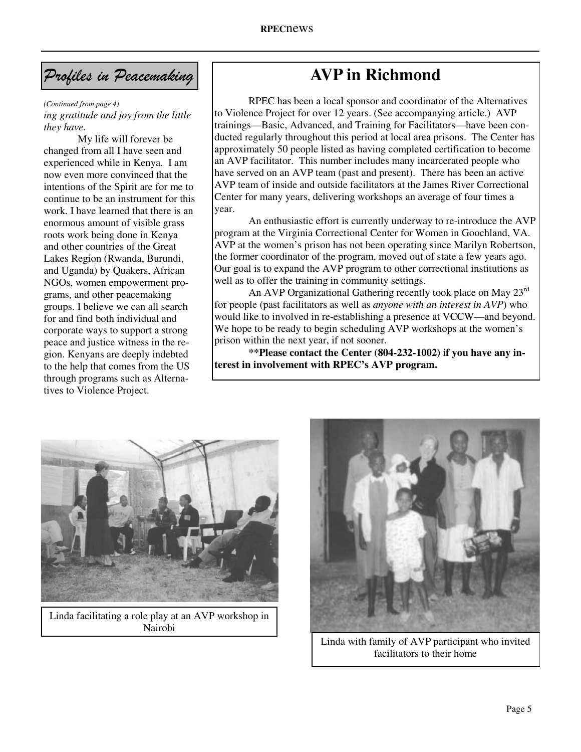## *Profiles in Peacemaking*

*(Continued from page 4)*

*ing gratitude and joy from the little they have.*

My life will forever be changed from all I have seen and experienced while in Kenya. I am now even more convinced that the intentions of the Spirit are for me to continue to be an instrument for this work. I have learned that there is an enormous amount of visible grass roots work being done in Kenya and other countries of the Great Lakes Region (Rwanda, Burundi, and Uganda) by Quakers, African NGOs, women empowerment programs, and other peacemaking groups. I believe we can all search for and find both individual and corporate ways to support a strong peace and justice witness in the region. Kenyans are deeply indebted to the help that comes from the US through programs such as Alternatives to Violence Project.

# AVP in Richmond

RPEC has been a local sponsor and coordinator of the Alternatives to Violence Project for over 12 years. (See accompanying article.) AVP trainings—Basic, Advanced, and Training for Facilitators—have been conducted regularly throughout this period at local area prisons. The Center has approximately 50 people listed as having completed certification to become an AVP facilitator. This number includes many incarcerated people who have served on an AVP team (past and present). There has been an active AVP team of inside and outside facilitators at the James River Correctional Center for many years, delivering workshops an average of four times a year.

An enthusiastic effort is currently underway to re-introduce the AVP program at the Virginia Correctional Center for Women in Goochland, VA. AVP at the women's prison has not been operating since Marilyn Robertson, the former coordinator of the program, moved out of state a few years ago. Our goal is to expand the AVP program to other correctional institutions as well as to offer the training in community settings.

An AVP Organizational Gathering recently took place on May 23rd for people (past facilitators as well as *anyone with an interest in AVP*) who would like to involved in re-establishing a presence at VCCW—and beyond. We hope to be ready to begin scheduling AVP workshops at the women's prison within the next year, if not sooner.

**\*\*Please contact the Center (804-232-1002) if you have any interest in involvement with RPEC's AVP program.**

Linda facilitating a role play at an AVP workshop in Nairobi

Linda with family of AVP participant who invited facilitators to their home